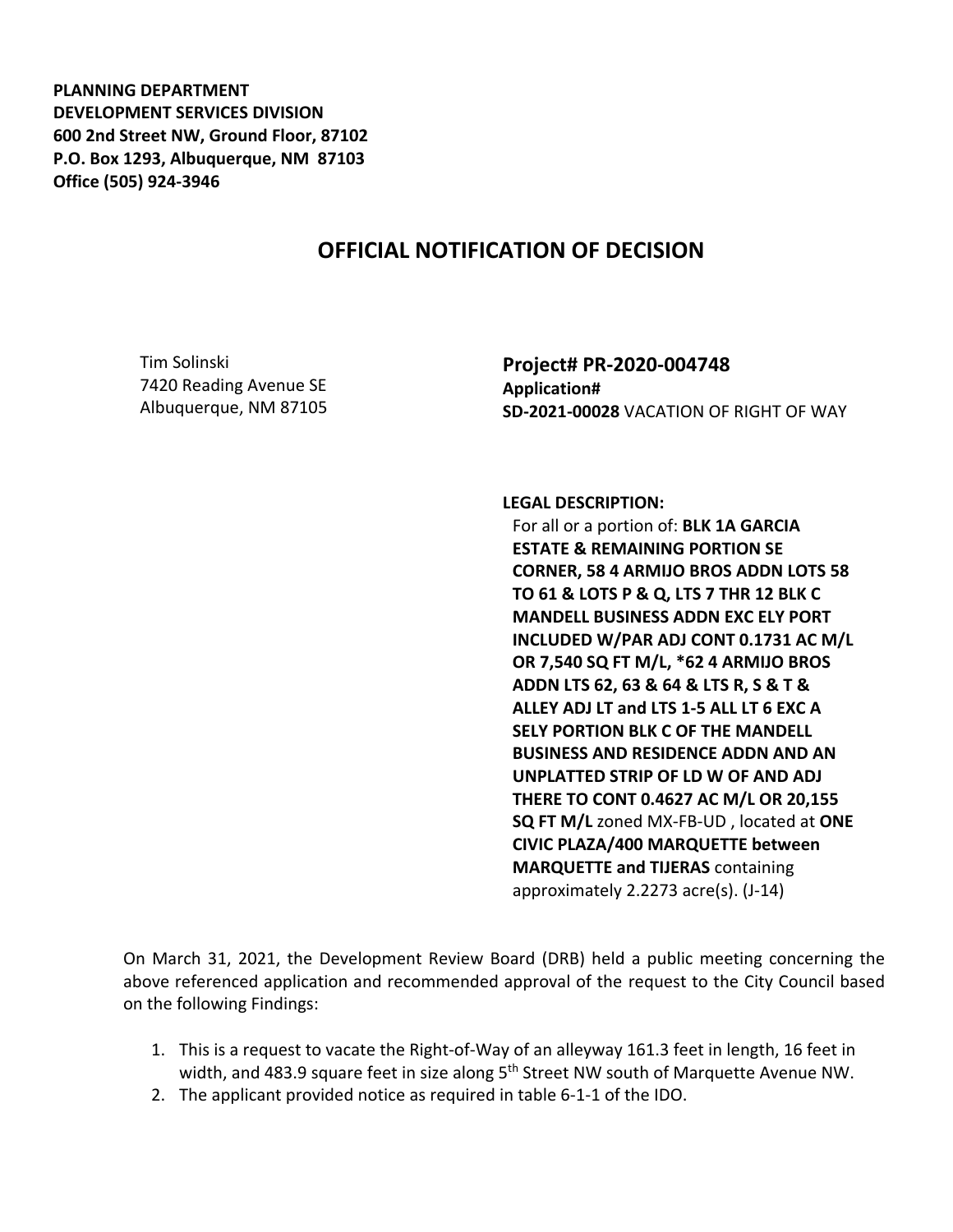**PLANNING DEPARTMENT**
**DEVELOPMENT SERVICES DIVISION**
**600 2nd Street NW, Ground Floor, 87102**
**P.O. Box 1293, Albuquerque, NM 87103**
**Office (505) 924-3946**

# OFFICIAL NOTIFICATION OF DECISION

Tim Solinski
7420 Reading Avenue SE
Albuquerque, NM 87105

**Project# PR-2020-004748**
**Application#**
**SD-2021-00028** VACATION OF RIGHT OF WAY

**LEGAL DESCRIPTION:**
For all or a portion of: **BLK 1A GARCIA ESTATE & REMAINING PORTION SE CORNER, 58 4 ARMIJO BROS ADDN LOTS 58 TO 61 & LOTS P & Q, LTS 7 THR 12 BLK C MANDELL BUSINESS ADDN EXC ELY PORT INCLUDED W/PAR ADJ CONT 0.1731 AC M/L OR 7,540 SQ FT M/L, *62 4 ARMIJO BROS ADDN LTS 62, 63 & 64 & LTS R, S & T & ALLEY ADJ LT and LTS 1-5 ALL LT 6 EXC A SELY PORTION BLK C OF THE MANDELL BUSINESS AND RESIDENCE ADDN AND AN UNPLATTED STRIP OF LD W OF AND ADJ THERE TO CONT 0.4627 AC M/L OR 20,155 SQ FT M/L** zoned MX-FB-UD , located at **ONE CIVIC PLAZA/400 MARQUETTE between MARQUETTE and TIJERAS** containing approximately 2.2273 acre(s). (J-14)

On March 31, 2021, the Development Review Board (DRB) held a public meeting concerning the above referenced application and recommended approval of the request to the City Council based on the following Findings:

1. This is a request to vacate the Right-of-Way of an alleyway 161.3 feet in length, 16 feet in width, and 483.9 square feet in size along 5th Street NW south of Marquette Avenue NW.
2. The applicant provided notice as required in table 6-1-1 of the IDO.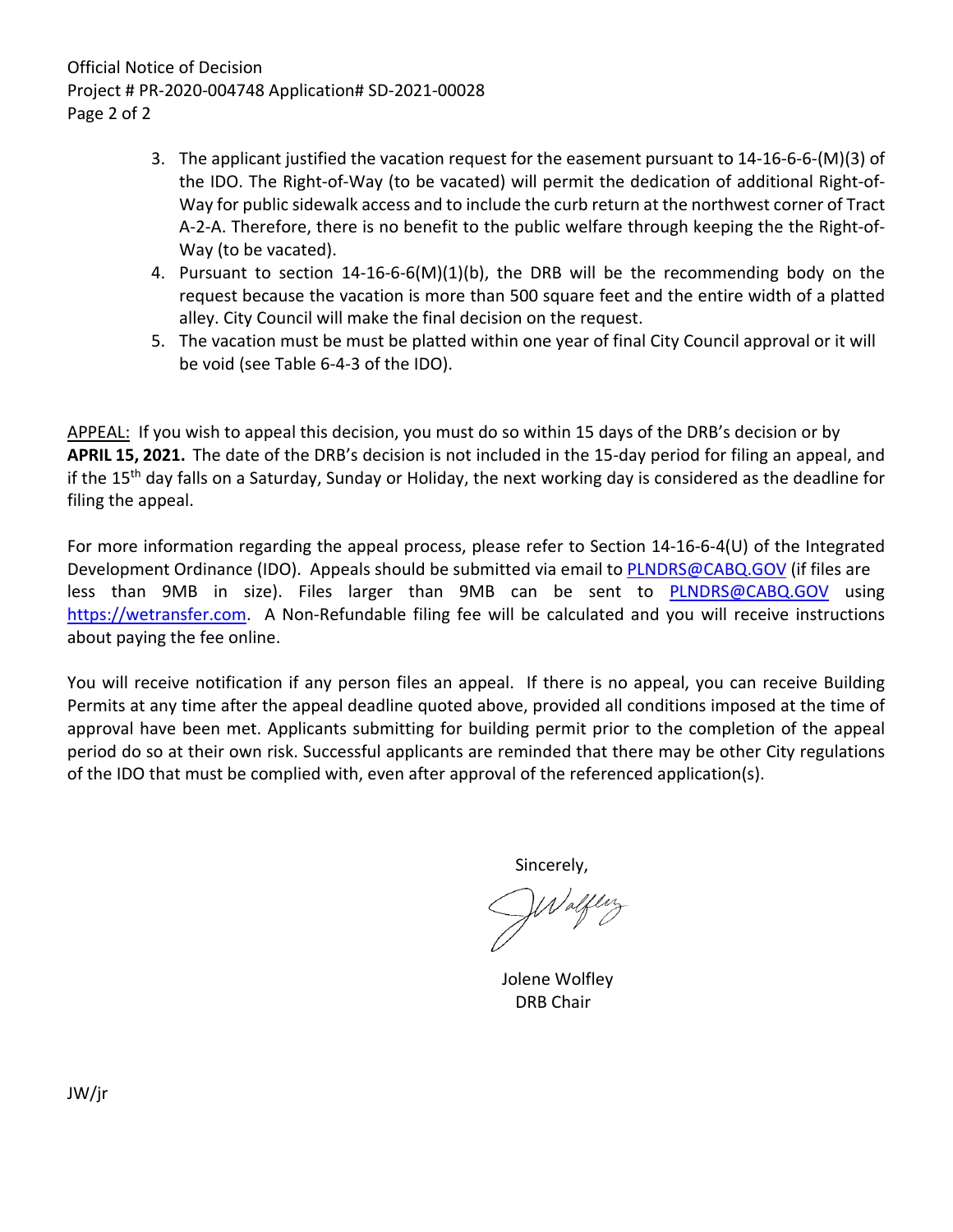3. The applicant justified the vacation request for the easement pursuant to 14-16-6-6-(M)(3) of the IDO. The Right-of-Way (to be vacated) will permit the dedication of additional Right-of-Way for public sidewalk access and to include the curb return at the northwest corner of Tract A-2-A. Therefore, there is no benefit to the public welfare through keeping the the Right-of-Way (to be vacated).
4. Pursuant to section 14-16-6-6(M)(1)(b), the DRB will be the recommending body on the request because the vacation is more than 500 square feet and the entire width of a platted alley. City Council will make the final decision on the request.
5. The vacation must be must be platted within one year of final City Council approval or it will be void (see Table 6-4-3 of the IDO).

APPEAL: If you wish to appeal this decision, you must do so within 15 days of the DRB's decision or by **APRIL 15, 2021.** The date of the DRB's decision is not included in the 15-day period for filing an appeal, and if the 15th day falls on a Saturday, Sunday or Holiday, the next working day is considered as the deadline for filing the appeal.

For more information regarding the appeal process, please refer to Section 14-16-6-4(U) of the Integrated Development Ordinance (IDO). Appeals should be submitted via email to PLNDRS@CABQ.GOV (if files are less than 9MB in size). Files larger than 9MB can be sent to PLNDRS@CABQ.GOV using https://wetransfer.com. A Non-Refundable filing fee will be calculated and you will receive instructions about paying the fee online.

You will receive notification if any person files an appeal. If there is no appeal, you can receive Building Permits at any time after the appeal deadline quoted above, provided all conditions imposed at the time of approval have been met. Applicants submitting for building permit prior to the completion of the appeal period do so at their own risk. Successful applicants are reminded that there may be other City regulations of the IDO that must be complied with, even after approval of the referenced application(s).

Sincerely,

Jolene Wolfley
DRB Chair

JW/jr